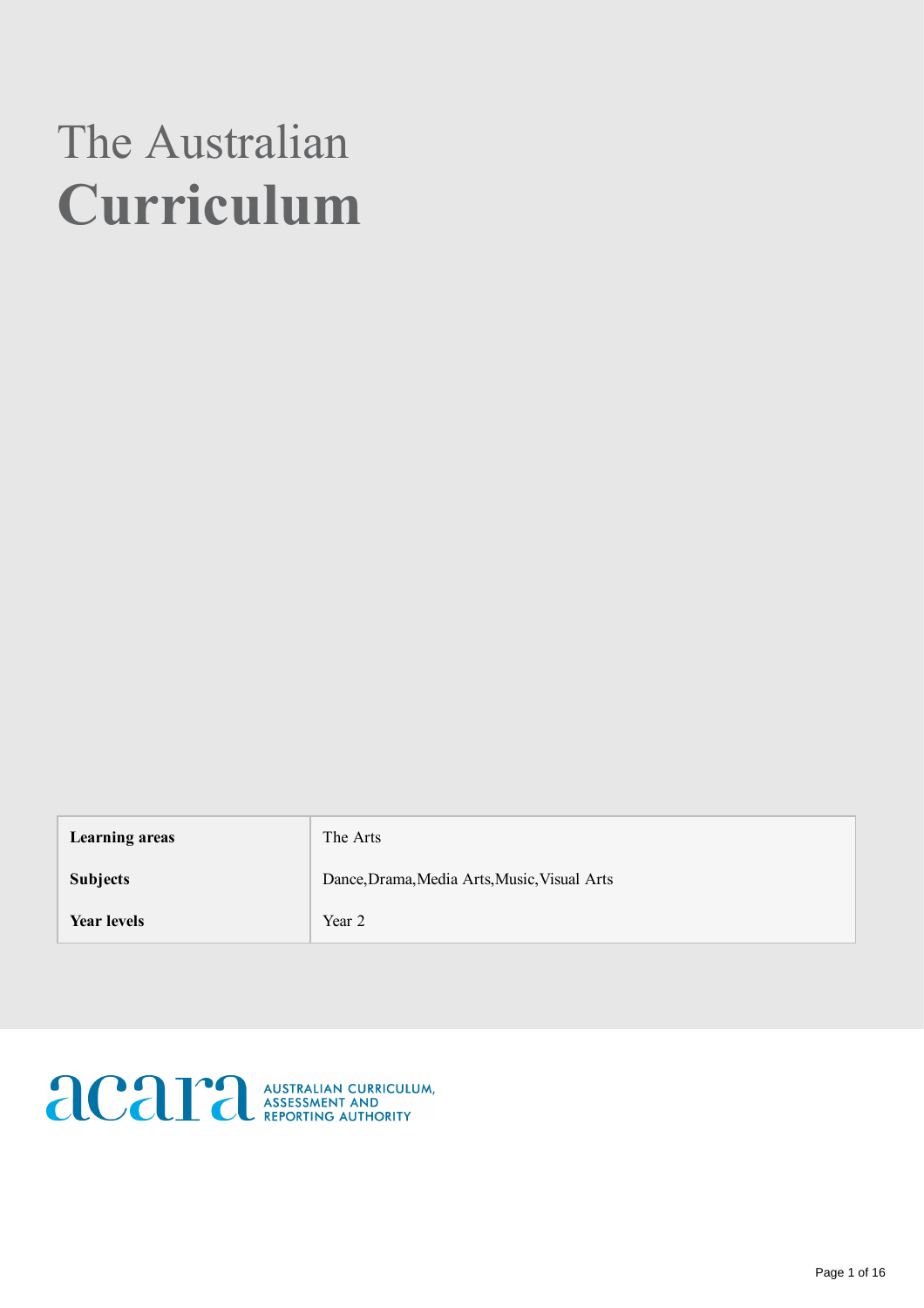# The Australian
# Curriculum

| Learning areas | The Arts |
| --- | --- |
| Subjects | Dance,Drama,Media Arts,Music,Visual Arts |
| Year levels | Year 2 |

acara AUSTRALIAN CURRICULUM, ASSESSMENT AND REPORTING AUTHORITY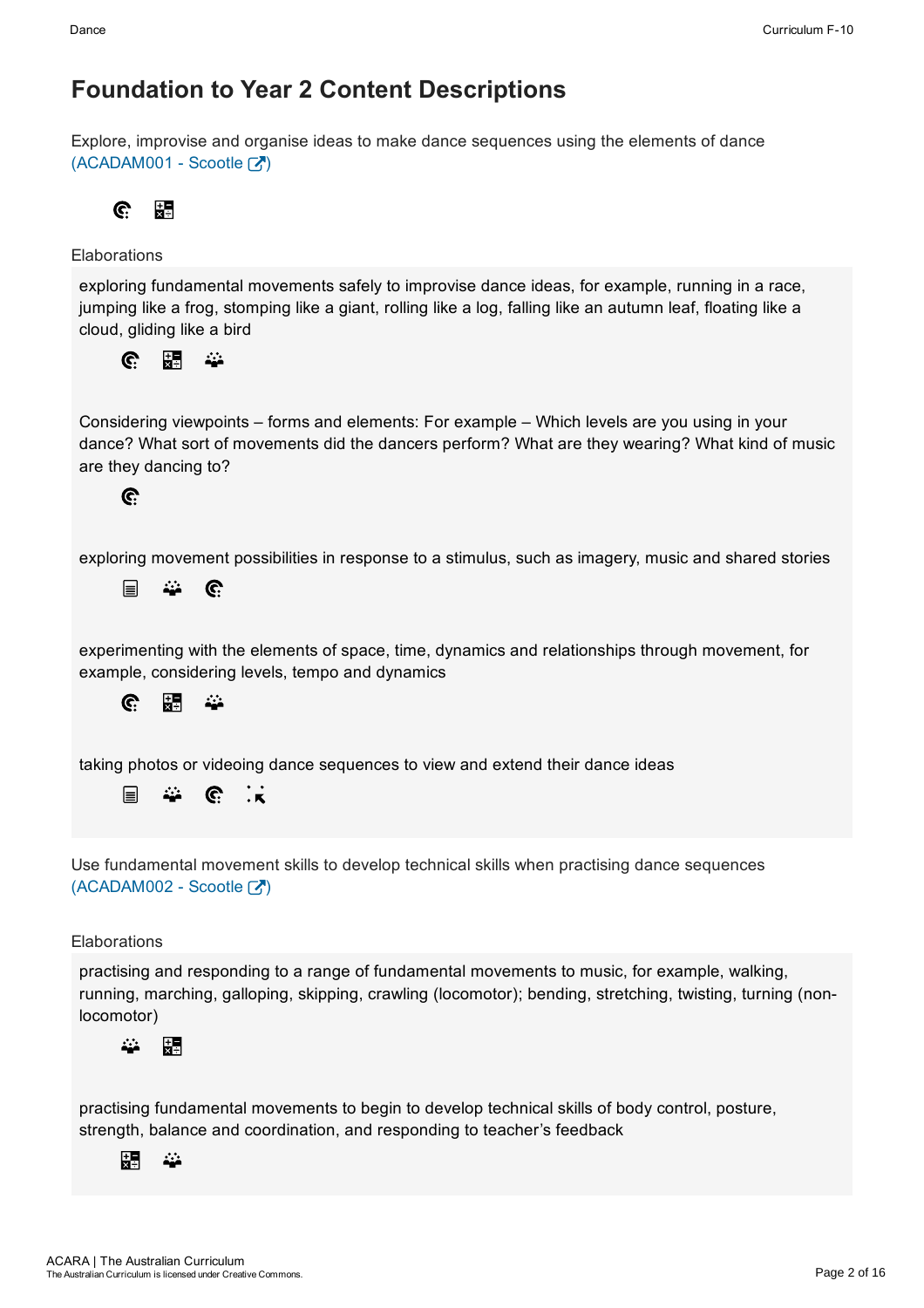# Foundation to Year 2 Content Descriptions

Explore, improvise and organise ideas to make dance sequences using the elements of dance (ACADAM001 - Scootle )

Elaborations

exploring fundamental movements safely to improvise dance ideas, for example, running in a race, jumping like a frog, stomping like a giant, rolling like a log, falling like an autumn leaf, floating like a cloud, gliding like a bird

Considering viewpoints – forms and elements: For example – Which levels are you using in your dance? What sort of movements did the dancers perform? What are they wearing? What kind of music are they dancing to?

exploring movement possibilities in response to a stimulus, such as imagery, music and shared stories

experimenting with the elements of space, time, dynamics and relationships through movement, for example, considering levels, tempo and dynamics

taking photos or videoing dance sequences to view and extend their dance ideas

Use fundamental movement skills to develop technical skills when practising dance sequences (ACADAM002 - Scootle )

Elaborations

practising and responding to a range of fundamental movements to music, for example, walking, running, marching, galloping, skipping, crawling (locomotor); bending, stretching, twisting, turning (non-locomotor)

practising fundamental movements to begin to develop technical skills of body control, posture, strength, balance and coordination, and responding to teacher's feedback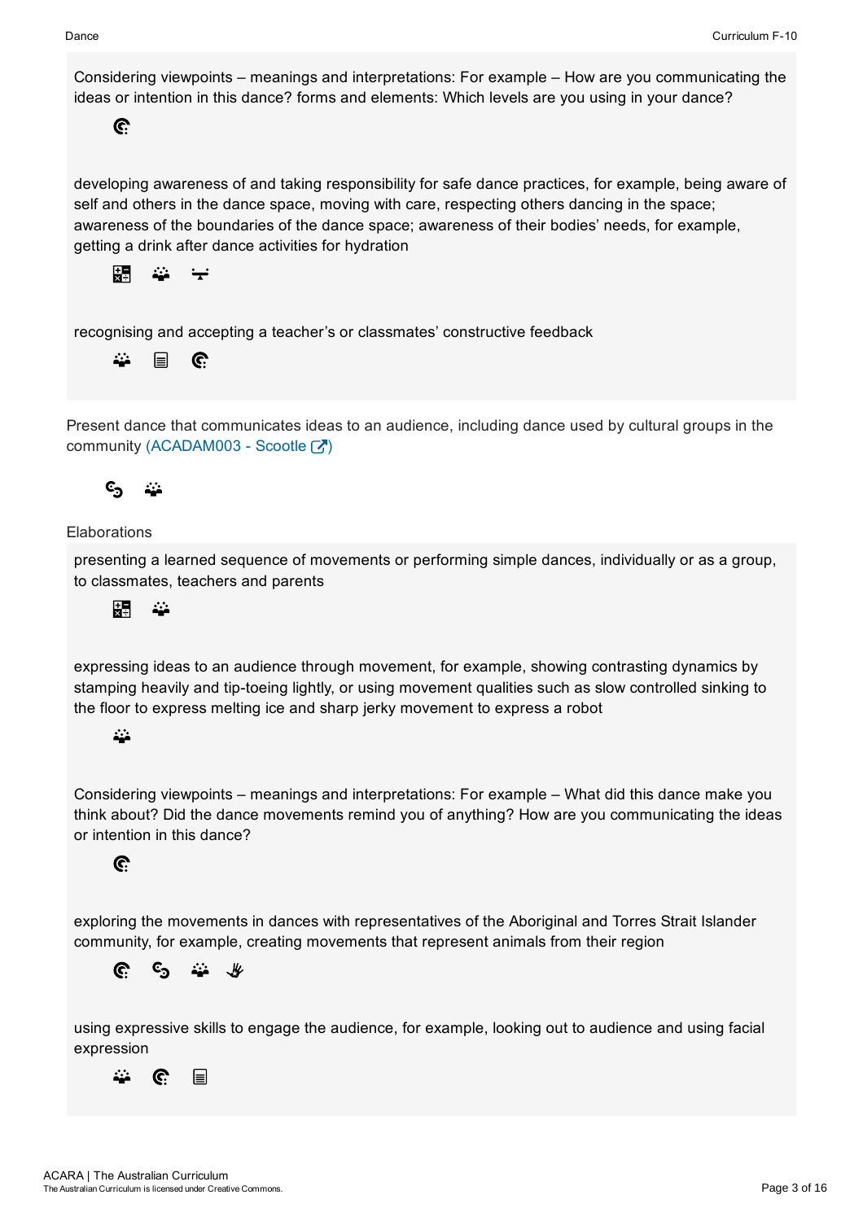Considering viewpoints – meanings and interpretations: For example – How are you communicating the ideas or intention in this dance? forms and elements: Which levels are you using in your dance?

developing awareness of and taking responsibility for safe dance practices, for example, being aware of self and others in the dance space, moving with care, respecting others dancing in the space; awareness of the boundaries of the dance space; awareness of their bodies' needs, for example, getting a drink after dance activities for hydration

recognising and accepting a teacher's or classmates' constructive feedback

Present dance that communicates ideas to an audience, including dance used by cultural groups in the community (ACADAM003 - Scootle)

Elaborations

presenting a learned sequence of movements or performing simple dances, individually or as a group, to classmates, teachers and parents

expressing ideas to an audience through movement, for example, showing contrasting dynamics by stamping heavily and tip-toeing lightly, or using movement qualities such as slow controlled sinking to the floor to express melting ice and sharp jerky movement to express a robot

Considering viewpoints – meanings and interpretations: For example – What did this dance make you think about? Did the dance movements remind you of anything? How are you communicating the ideas or intention in this dance?

exploring the movements in dances with representatives of the Aboriginal and Torres Strait Islander community, for example, creating movements that represent animals from their region

using expressive skills to engage the audience, for example, looking out to audience and using facial expression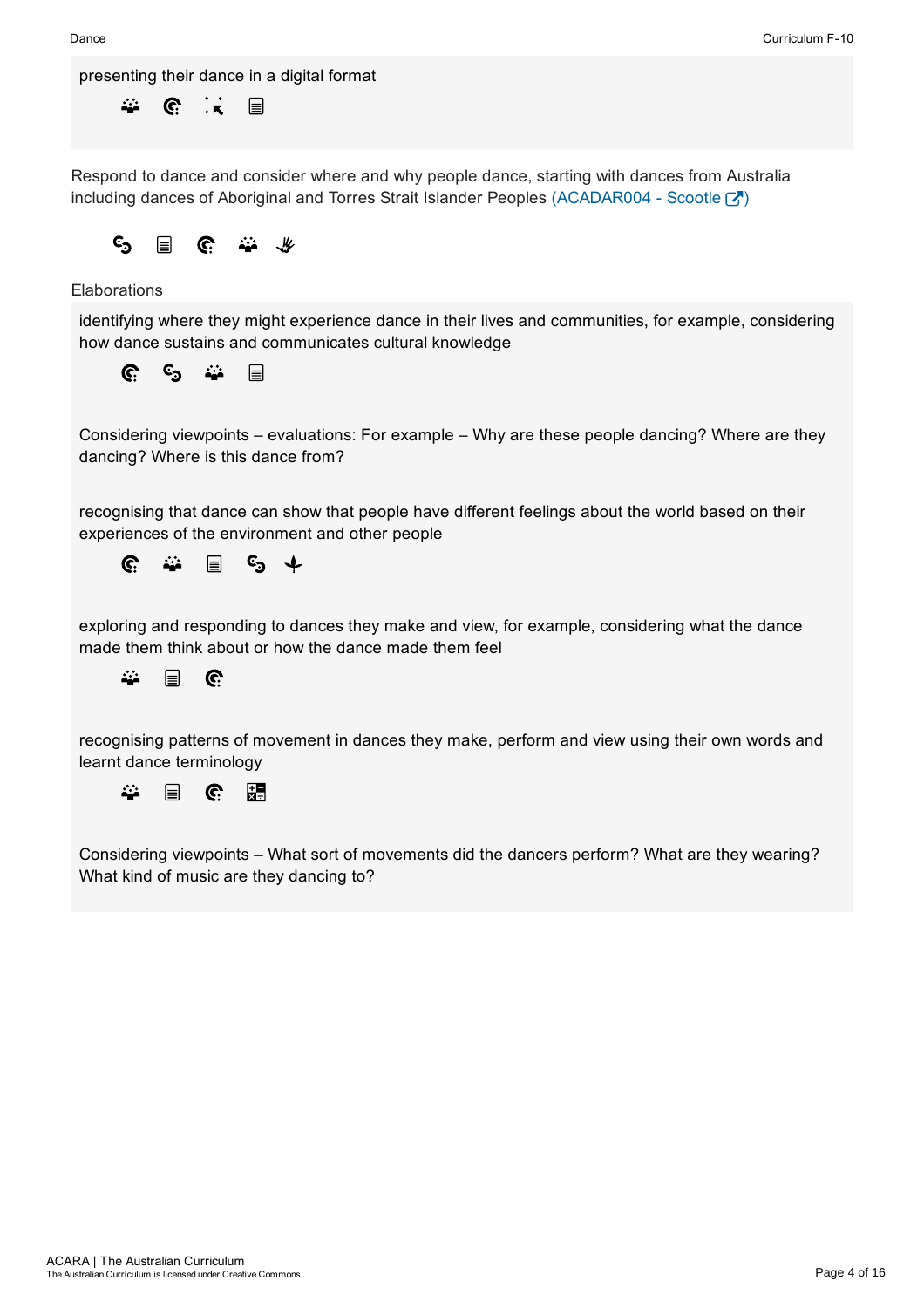presenting their dance in a digital format

Respond to dance and consider where and why people dance, starting with dances from Australia including dances of Aboriginal and Torres Strait Islander Peoples (ACADAR004 - Scootle)

Elaborations

identifying where they might experience dance in their lives and communities, for example, considering how dance sustains and communicates cultural knowledge

Considering viewpoints – evaluations: For example – Why are these people dancing? Where are they dancing? Where is this dance from?

recognising that dance can show that people have different feelings about the world based on their experiences of the environment and other people

exploring and responding to dances they make and view, for example, considering what the dance made them think about or how the dance made them feel

recognising patterns of movement in dances they make, perform and view using their own words and learnt dance terminology

Considering viewpoints – What sort of movements did the dancers perform? What are they wearing? What kind of music are they dancing to?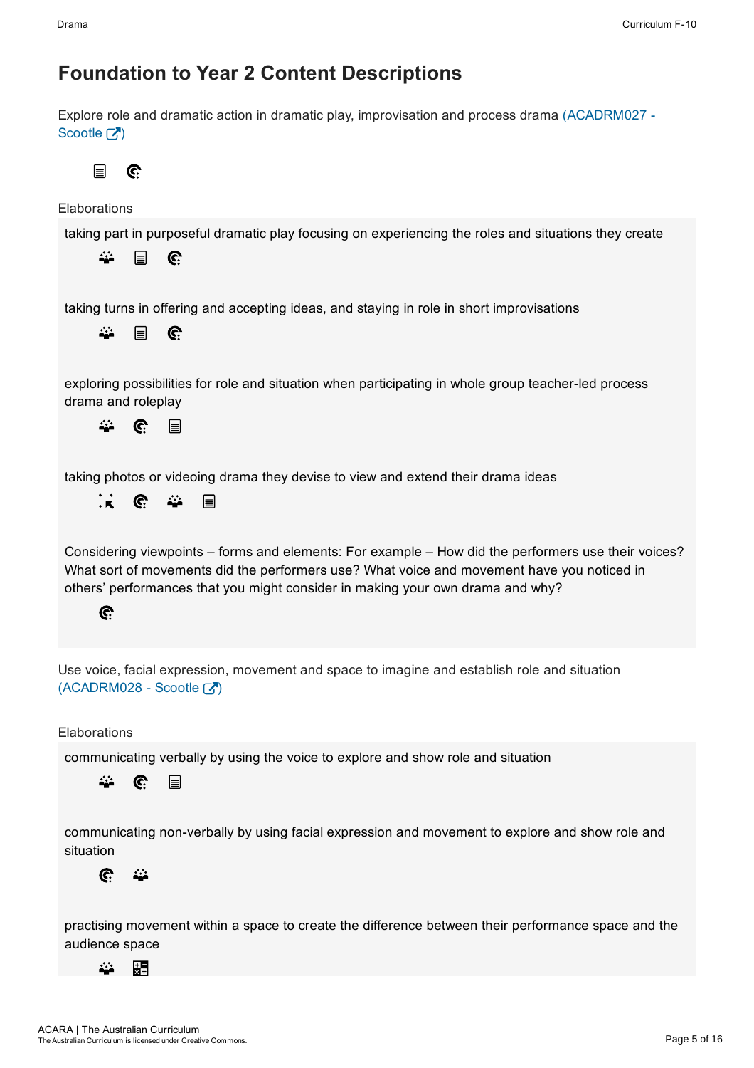# Foundation to Year 2 Content Descriptions

Explore role and dramatic action in dramatic play, improvisation and process drama (ACADRM027 - Scootle)

Elaborations

taking part in purposeful dramatic play focusing on experiencing the roles and situations they create

taking turns in offering and accepting ideas, and staying in role in short improvisations

exploring possibilities for role and situation when participating in whole group teacher-led process drama and roleplay

taking photos or videoing drama they devise to view and extend their drama ideas

Considering viewpoints – forms and elements: For example – How did the performers use their voices? What sort of movements did the performers use? What voice and movement have you noticed in others' performances that you might consider in making your own drama and why?

Use voice, facial expression, movement and space to imagine and establish role and situation (ACADRM028 - Scootle)

Elaborations

communicating verbally by using the voice to explore and show role and situation

communicating non-verbally by using facial expression and movement to explore and show role and situation

practising movement within a space to create the difference between their performance space and the audience space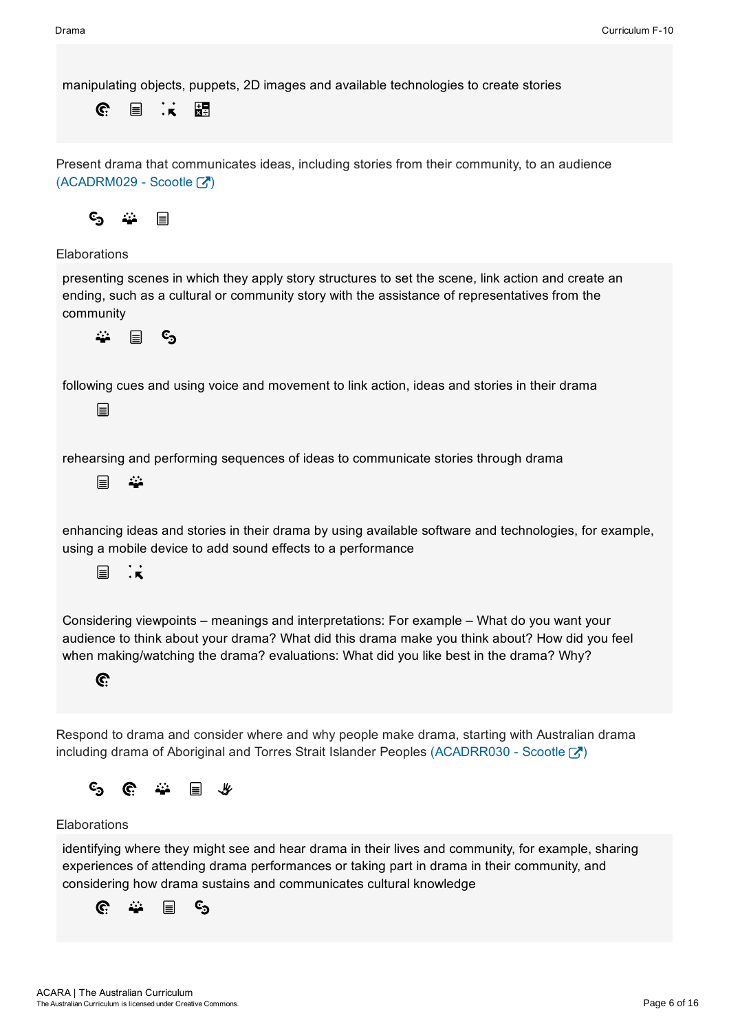manipulating objects, puppets, 2D images and available technologies to create stories

Present drama that communicates ideas, including stories from their community, to an audience (ACADRM029 - Scootle)

Elaborations

presenting scenes in which they apply story structures to set the scene, link action and create an ending, such as a cultural or community story with the assistance of representatives from the community

following cues and using voice and movement to link action, ideas and stories in their drama

rehearsing and performing sequences of ideas to communicate stories through drama

enhancing ideas and stories in their drama by using available software and technologies, for example, using a mobile device to add sound effects to a performance

Considering viewpoints – meanings and interpretations: For example – What do you want your audience to think about your drama? What did this drama make you think about? How did you feel when making/watching the drama? evaluations: What did you like best in the drama? Why?

Respond to drama and consider where and why people make drama, starting with Australian drama including drama of Aboriginal and Torres Strait Islander Peoples (ACADRR030 - Scootle)

Elaborations

identifying where they might see and hear drama in their lives and community, for example, sharing experiences of attending drama performances or taking part in drama in their community, and considering how drama sustains and communicates cultural knowledge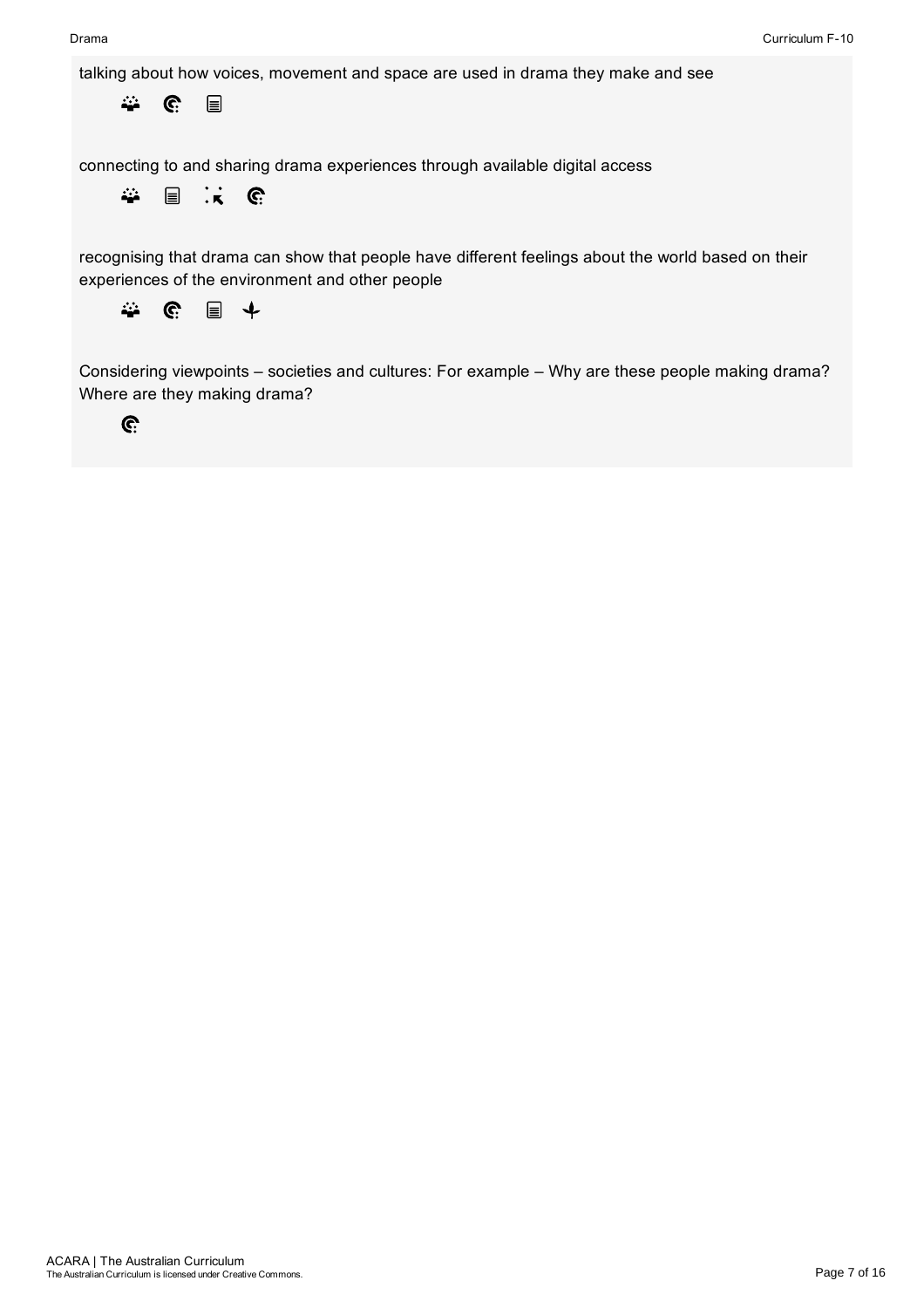talking about how voices, movement and space are used in drama they make and see

connecting to and sharing drama experiences through available digital access

recognising that drama can show that people have different feelings about the world based on their experiences of the environment and other people

Considering viewpoints – societies and cultures: For example – Why are these people making drama? Where are they making drama?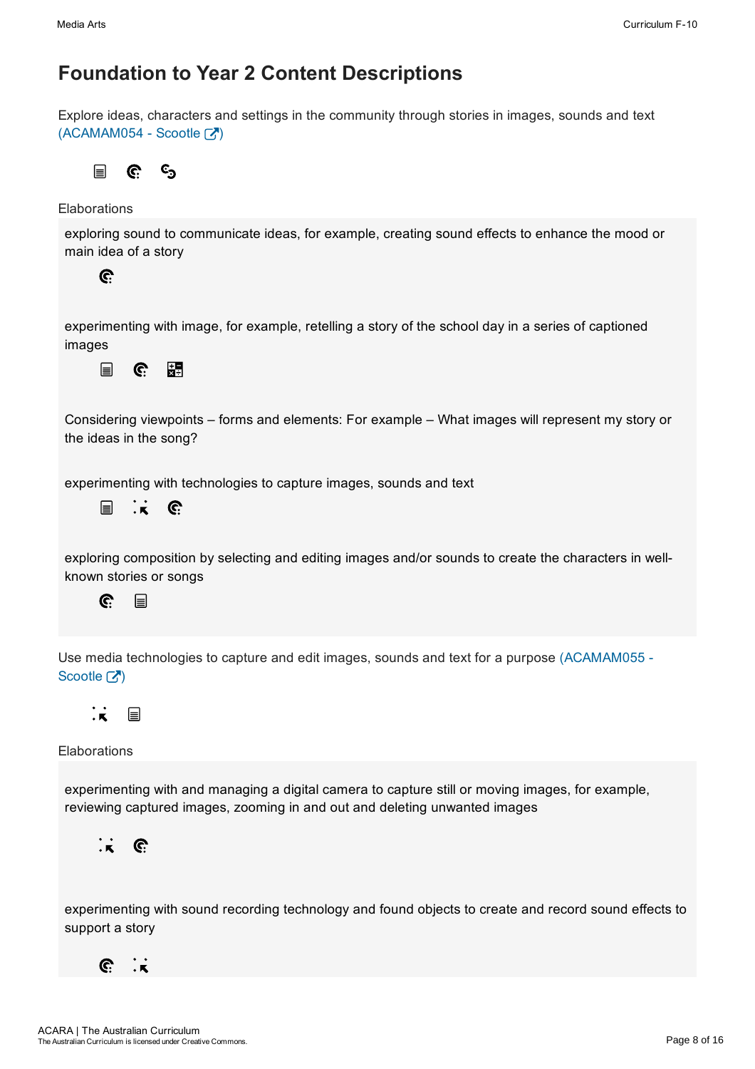# Foundation to Year 2 Content Descriptions

Explore ideas, characters and settings in the community through stories in images, sounds and text (ACAMAM054 - Scootle)

Elaborations

exploring sound to communicate ideas, for example, creating sound effects to enhance the mood or main idea of a story

experimenting with image, for example, retelling a story of the school day in a series of captioned images

Considering viewpoints – forms and elements: For example – What images will represent my story or the ideas in the song?

experimenting with technologies to capture images, sounds and text

exploring composition by selecting and editing images and/or sounds to create the characters in well-known stories or songs

Use media technologies to capture and edit images, sounds and text for a purpose (ACAMAM055 - Scootle)

Elaborations

experimenting with and managing a digital camera to capture still or moving images, for example, reviewing captured images, zooming in and out and deleting unwanted images

experimenting with sound recording technology and found objects to create and record sound effects to support a story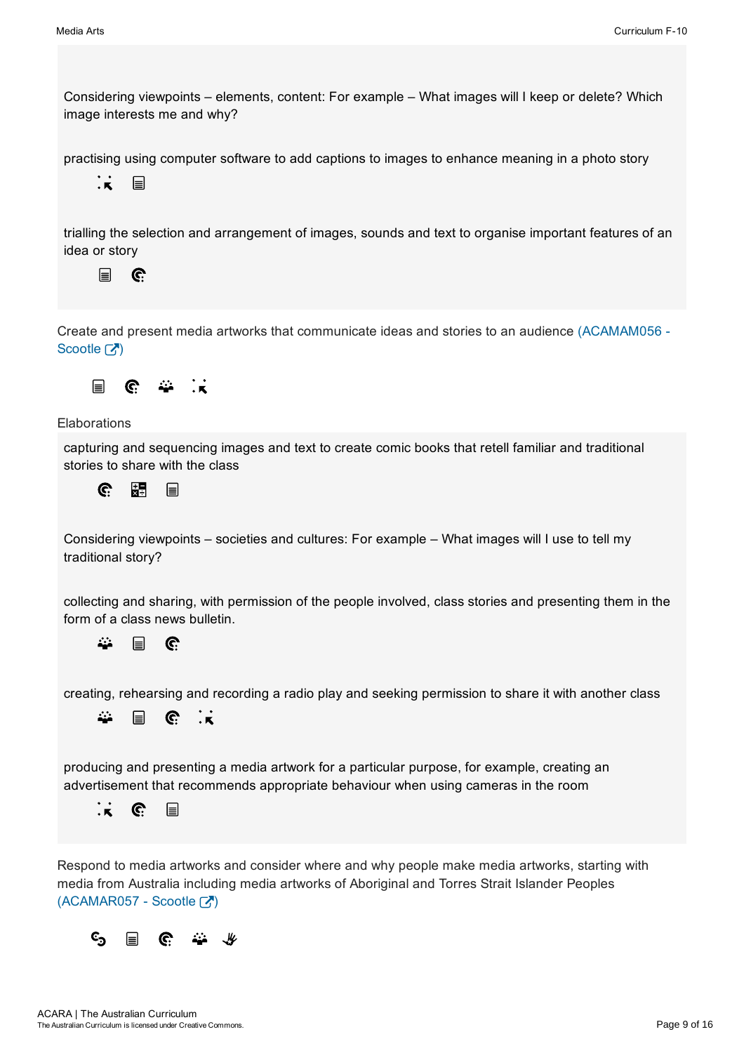Considering viewpoints – elements, content: For example – What images will I keep or delete? Which image interests me and why?

practising using computer software to add captions to images to enhance meaning in a photo story

trialling the selection and arrangement of images, sounds and text to organise important features of an idea or story

Create and present media artworks that communicate ideas and stories to an audience (ACAMAM056 - Scootle)

Elaborations

capturing and sequencing images and text to create comic books that retell familiar and traditional stories to share with the class

Considering viewpoints – societies and cultures: For example – What images will I use to tell my traditional story?

collecting and sharing, with permission of the people involved, class stories and presenting them in the form of a class news bulletin.

creating, rehearsing and recording a radio play and seeking permission to share it with another class

producing and presenting a media artwork for a particular purpose, for example, creating an advertisement that recommends appropriate behaviour when using cameras in the room

Respond to media artworks and consider where and why people make media artworks, starting with media from Australia including media artworks of Aboriginal and Torres Strait Islander Peoples (ACAMAR057 - Scootle)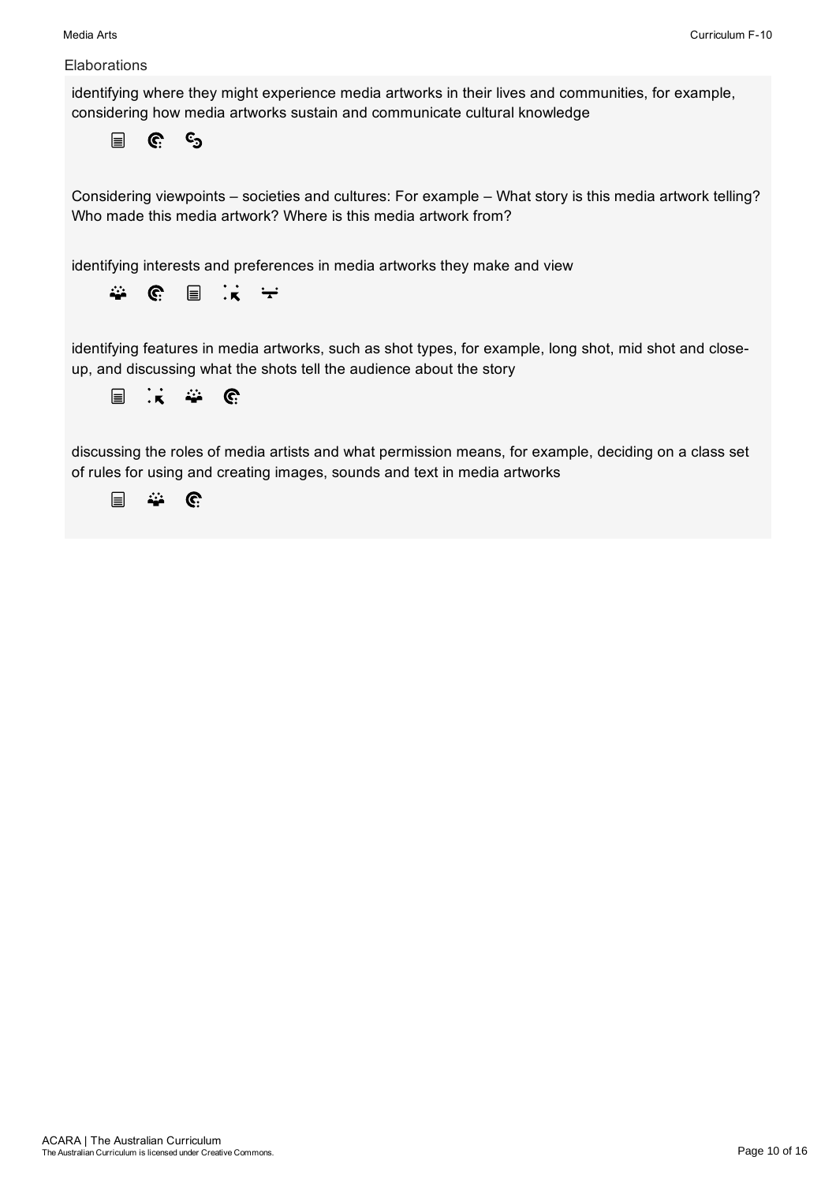Elaborations

identifying where they might experience media artworks in their lives and communities, for example, considering how media artworks sustain and communicate cultural knowledge

Considering viewpoints – societies and cultures: For example – What story is this media artwork telling? Who made this media artwork? Where is this media artwork from?

identifying interests and preferences in media artworks they make and view

identifying features in media artworks, such as shot types, for example, long shot, mid shot and close-up, and discussing what the shots tell the audience about the story

discussing the roles of media artists and what permission means, for example, deciding on a class set of rules for using and creating images, sounds and text in media artworks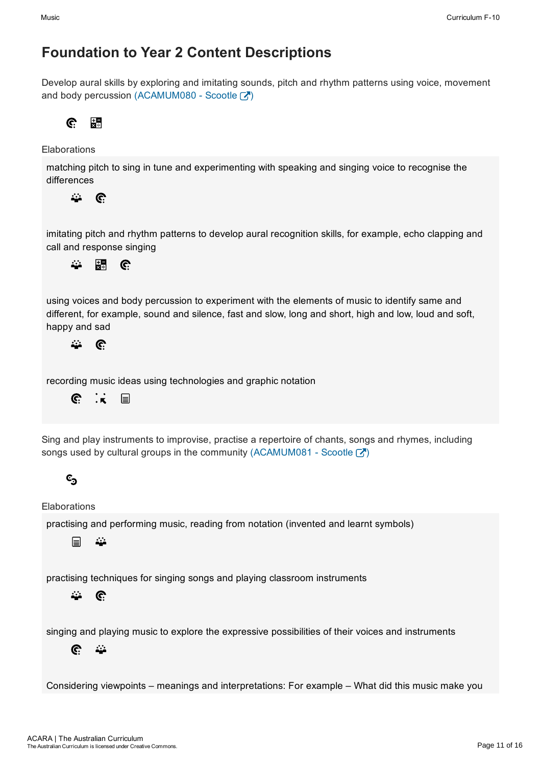## Foundation to Year 2 Content Descriptions

Develop aural skills by exploring and imitating sounds, pitch and rhythm patterns using voice, movement and body percussion (ACAMUM080 - Scootle)

Elaborations

matching pitch to sing in tune and experimenting with speaking and singing voice to recognise the differences

imitating pitch and rhythm patterns to develop aural recognition skills, for example, echo clapping and call and response singing

using voices and body percussion to experiment with the elements of music to identify same and different, for example, sound and silence, fast and slow, long and short, high and low, loud and soft, happy and sad

recording music ideas using technologies and graphic notation

Sing and play instruments to improvise, practise a repertoire of chants, songs and rhymes, including songs used by cultural groups in the community (ACAMUM081 - Scootle)

Elaborations

practising and performing music, reading from notation (invented and learnt symbols)

practising techniques for singing songs and playing classroom instruments

singing and playing music to explore the expressive possibilities of their voices and instruments

Considering viewpoints – meanings and interpretations: For example – What did this music make you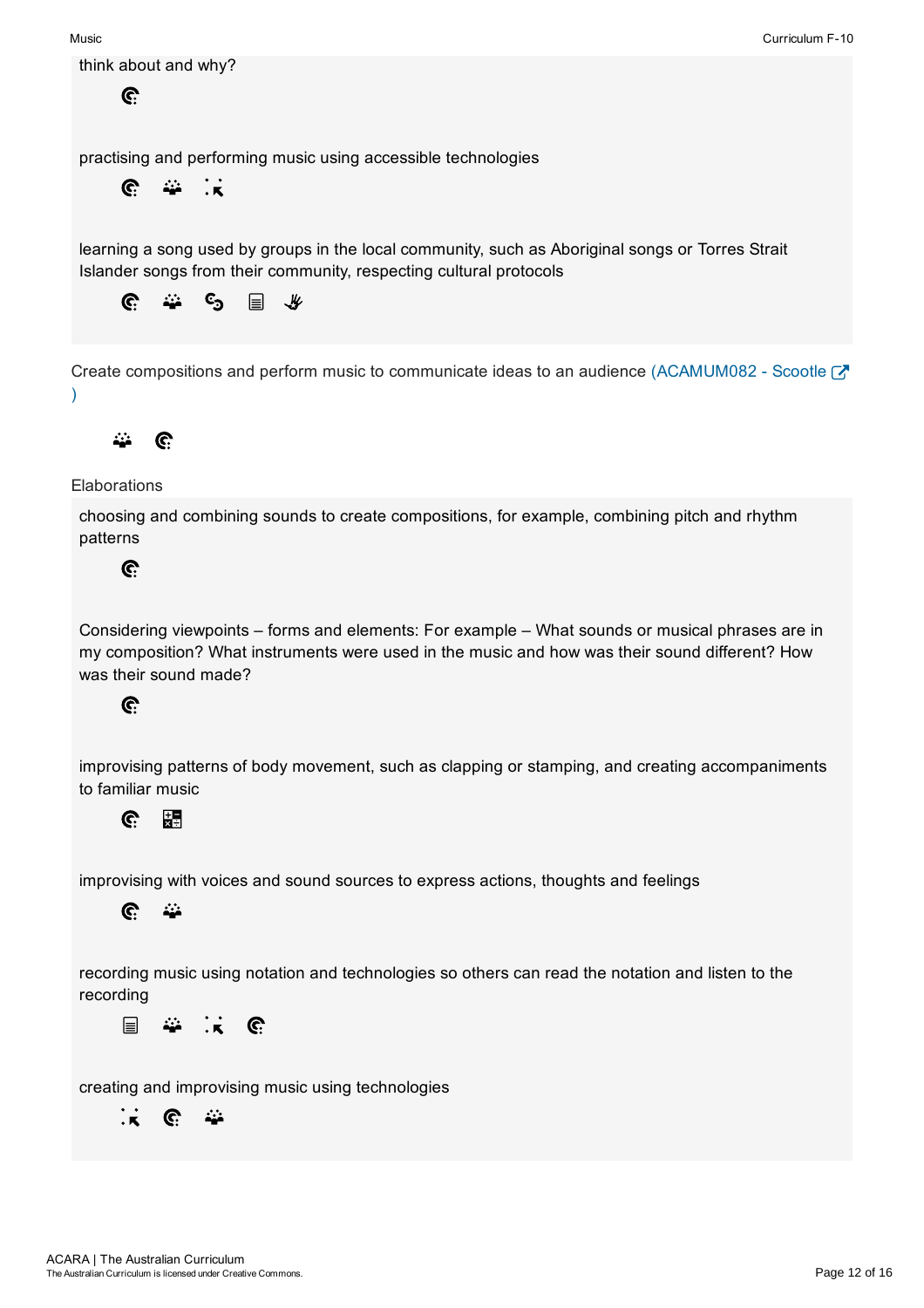think about and why?

practising and performing music using accessible technologies

learning a song used by groups in the local community, such as Aboriginal songs or Torres Strait Islander songs from their community, respecting cultural protocols

Create compositions and perform music to communicate ideas to an audience (ACAMUM082 - Scootle )

Elaborations

choosing and combining sounds to create compositions, for example, combining pitch and rhythm patterns

Considering viewpoints – forms and elements: For example – What sounds or musical phrases are in my composition? What instruments were used in the music and how was their sound different? How was their sound made?

improvising patterns of body movement, such as clapping or stamping, and creating accompaniments to familiar music

improvising with voices and sound sources to express actions, thoughts and feelings

recording music using notation and technologies so others can read the notation and listen to the recording

creating and improvising music using technologies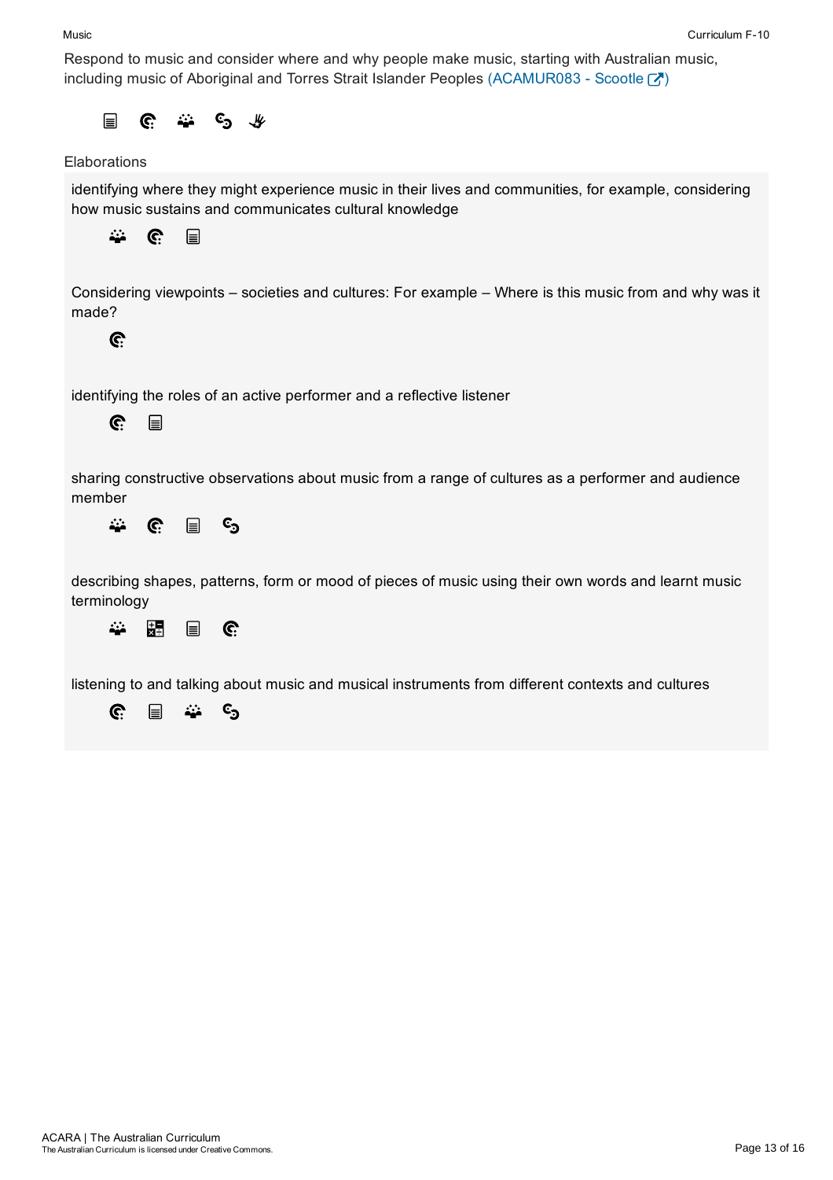Respond to music and consider where and why people make music, starting with Australian music, including music of Aboriginal and Torres Strait Islander Peoples (ACAMUR083 - Scootle)

Elaborations

identifying where they might experience music in their lives and communities, for example, considering how music sustains and communicates cultural knowledge

Considering viewpoints – societies and cultures: For example – Where is this music from and why was it made?

identifying the roles of an active performer and a reflective listener

sharing constructive observations about music from a range of cultures as a performer and audience member

describing shapes, patterns, form or mood of pieces of music using their own words and learnt music terminology

listening to and talking about music and musical instruments from different contexts and cultures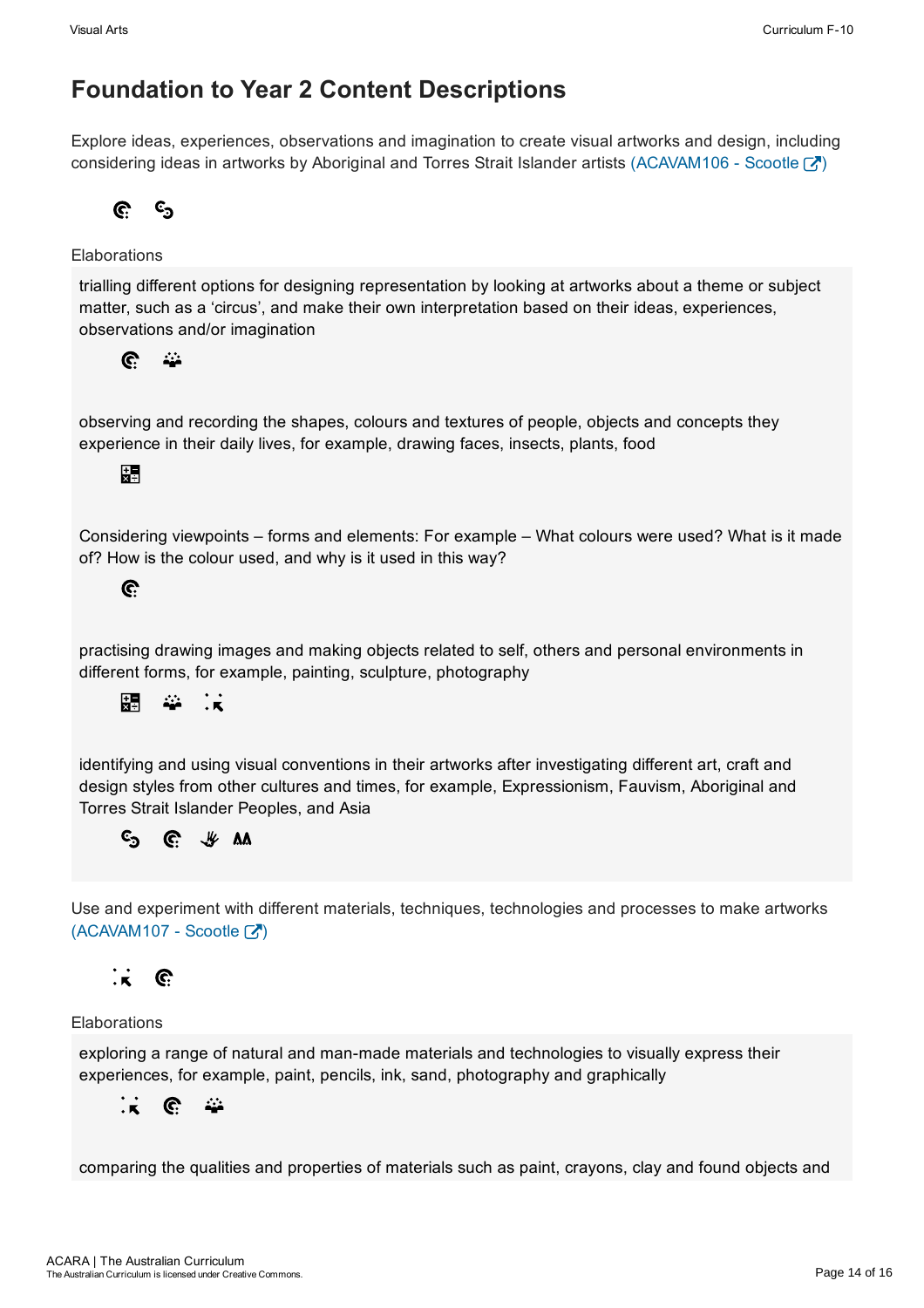# Foundation to Year 2 Content Descriptions

Explore ideas, experiences, observations and imagination to create visual artworks and design, including considering ideas in artworks by Aboriginal and Torres Strait Islander artists (ACAVAM106 - Scootle)

Elaborations

trialling different options for designing representation by looking at artworks about a theme or subject matter, such as a 'circus', and make their own interpretation based on their ideas, experiences, observations and/or imagination

observing and recording the shapes, colours and textures of people, objects and concepts they experience in their daily lives, for example, drawing faces, insects, plants, food

Considering viewpoints – forms and elements: For example – What colours were used? What is it made of? How is the colour used, and why is it used in this way?

practising drawing images and making objects related to self, others and personal environments in different forms, for example, painting, sculpture, photography

identifying and using visual conventions in their artworks after investigating different art, craft and design styles from other cultures and times, for example, Expressionism, Fauvism, Aboriginal and Torres Strait Islander Peoples, and Asia

Use and experiment with different materials, techniques, technologies and processes to make artworks (ACAVAM107 - Scootle)

Elaborations

exploring a range of natural and man-made materials and technologies to visually express their experiences, for example, paint, pencils, ink, sand, photography and graphically

comparing the qualities and properties of materials such as paint, crayons, clay and found objects and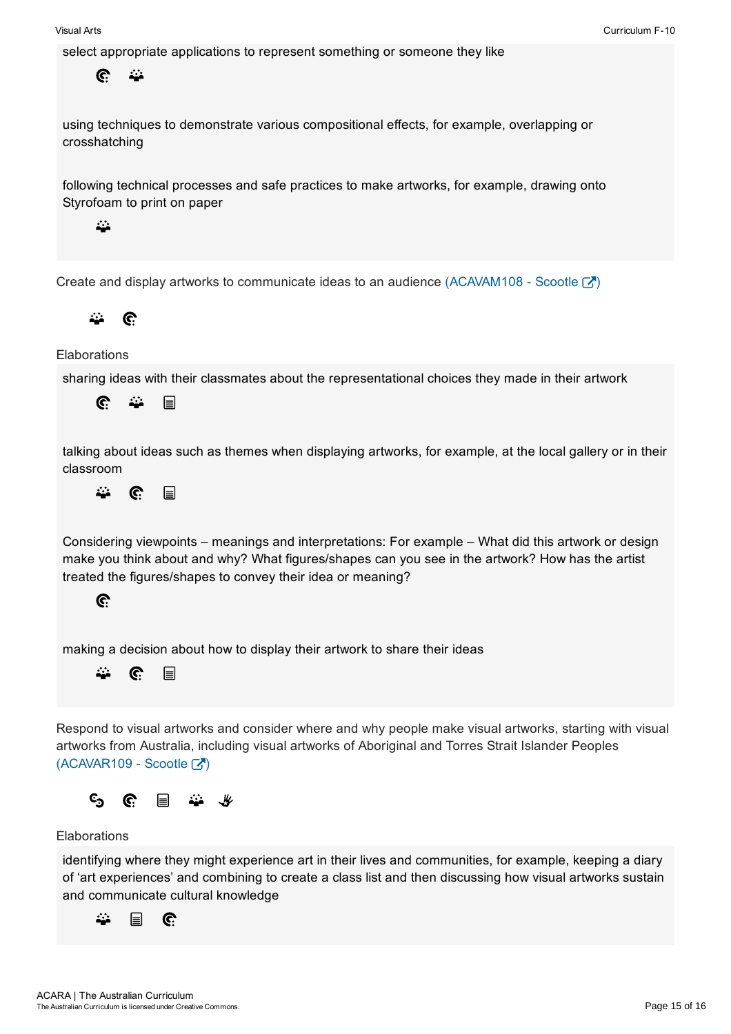select appropriate applications to represent something or someone they like

using techniques to demonstrate various compositional effects, for example, overlapping or crosshatching

following technical processes and safe practices to make artworks, for example, drawing onto Styrofoam to print on paper

Create and display artworks to communicate ideas to an audience (ACAVAM108 - Scootle )

Elaborations

sharing ideas with their classmates about the representational choices they made in their artwork

talking about ideas such as themes when displaying artworks, for example, at the local gallery or in their classroom

Considering viewpoints – meanings and interpretations: For example – What did this artwork or design make you think about and why? What figures/shapes can you see in the artwork? How has the artist treated the figures/shapes to convey their idea or meaning?

making a decision about how to display their artwork to share their ideas

Respond to visual artworks and consider where and why people make visual artworks, starting with visual artworks from Australia, including visual artworks of Aboriginal and Torres Strait Islander Peoples (ACAVAR109 - Scootle )

Elaborations

identifying where they might experience art in their lives and communities, for example, keeping a diary of 'art experiences' and combining to create a class list and then discussing how visual artworks sustain and communicate cultural knowledge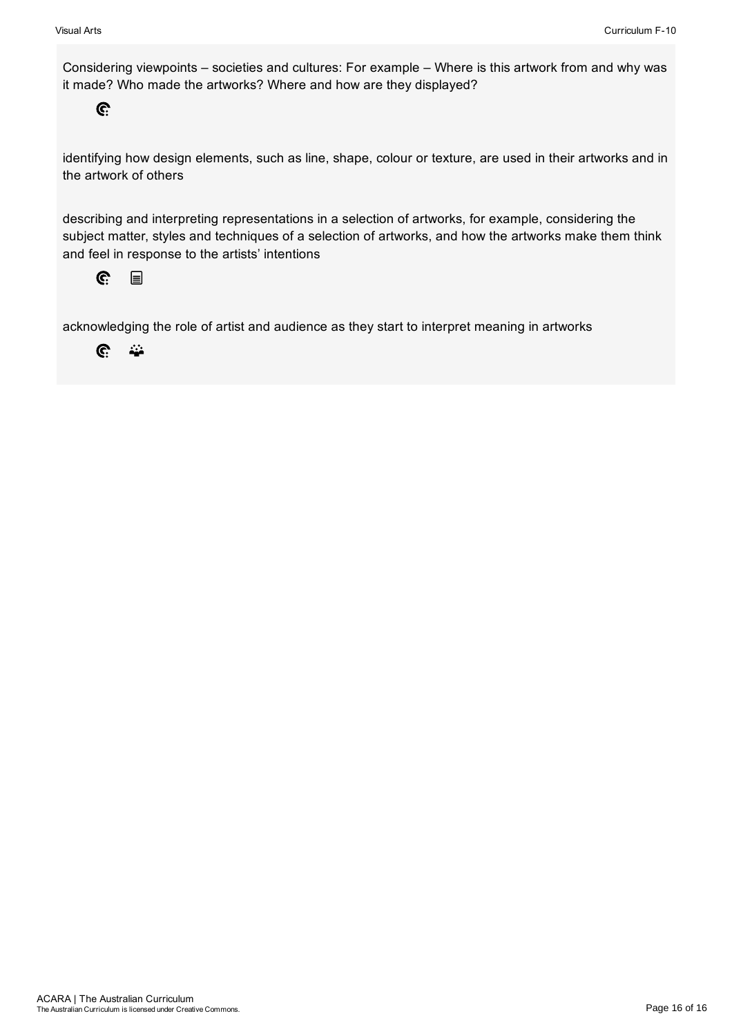Considering viewpoints – societies and cultures: For example – Where is this artwork from and why was it made? Who made the artworks? Where and how are they displayed?

identifying how design elements, such as line, shape, colour or texture, are used in their artworks and in the artwork of others

describing and interpreting representations in a selection of artworks, for example, considering the subject matter, styles and techniques of a selection of artworks, and how the artworks make them think and feel in response to the artists' intentions

acknowledging the role of artist and audience as they start to interpret meaning in artworks